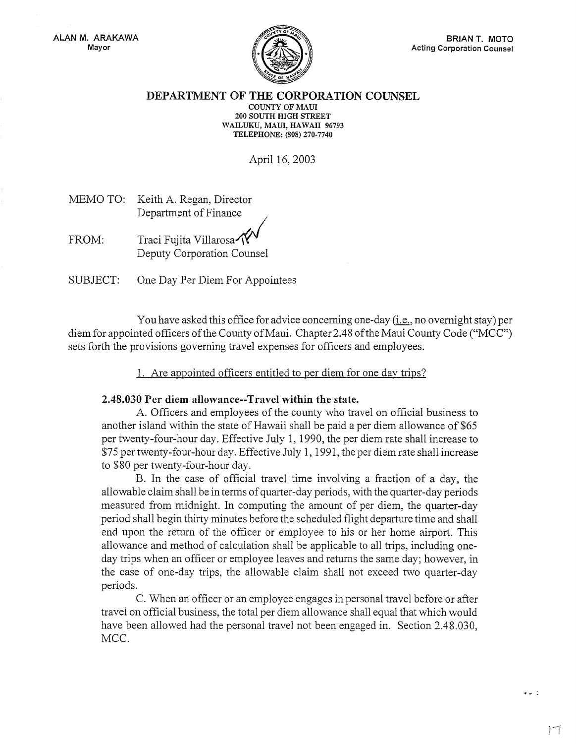ALAN M. ARAKAWA
Mayor

BRIAN T. MOTO
Acting Corporation Counsel

**DEPARTMENT OF THE CORPORATION COUNSEL**
COUNTY OF MAUI
200 SOUTH HIGH STREET
WAILUKU, MAUI, HAWAII 96793
TELEPHONE: (808) 270-7740

April 16, 2003

MEMO TO: Keith A. Regan, Director
Department of Finance

FROM: Traci Fujita Villarosa
Deputy Corporation Counsel

SUBJECT: One Day Per Diem For Appointees

You have asked this office for advice concerning one-day (i.e., no overnight stay) per diem for appointed officers of the County of Maui. Chapter 2.48 of the Maui County Code ("MCC") sets forth the provisions governing travel expenses for officers and employees.

1. Are appointed officers entitled to per diem for one day trips?

**2.48.030 Per diem allowance--Travel within the state.**

A. Officers and employees of the county who travel on official business to another island within the state of Hawaii shall be paid a per diem allowance of $65 per twenty-four-hour day. Effective July 1, 1990, the per diem rate shall increase to $75 per twenty-four-hour day. Effective July 1, 1991, the per diem rate shall increase to $80 per twenty-four-hour day.

B. In the case of official travel time involving a fraction of a day, the allowable claim shall be in terms of quarter-day periods, with the quarter-day periods measured from midnight. In computing the amount of per diem, the quarter-day period shall begin thirty minutes before the scheduled flight departure time and shall end upon the return of the officer or employee to his or her home airport. This allowance and method of calculation shall be applicable to all trips, including one-day trips when an officer or employee leaves and returns the same day; however, in the case of one-day trips, the allowable claim shall not exceed two quarter-day periods.

C. When an officer or an employee engages in personal travel before or after travel on official business, the total per diem allowance shall equal that which would have been allowed had the personal travel not been engaged in. Section 2.48.030, MCC.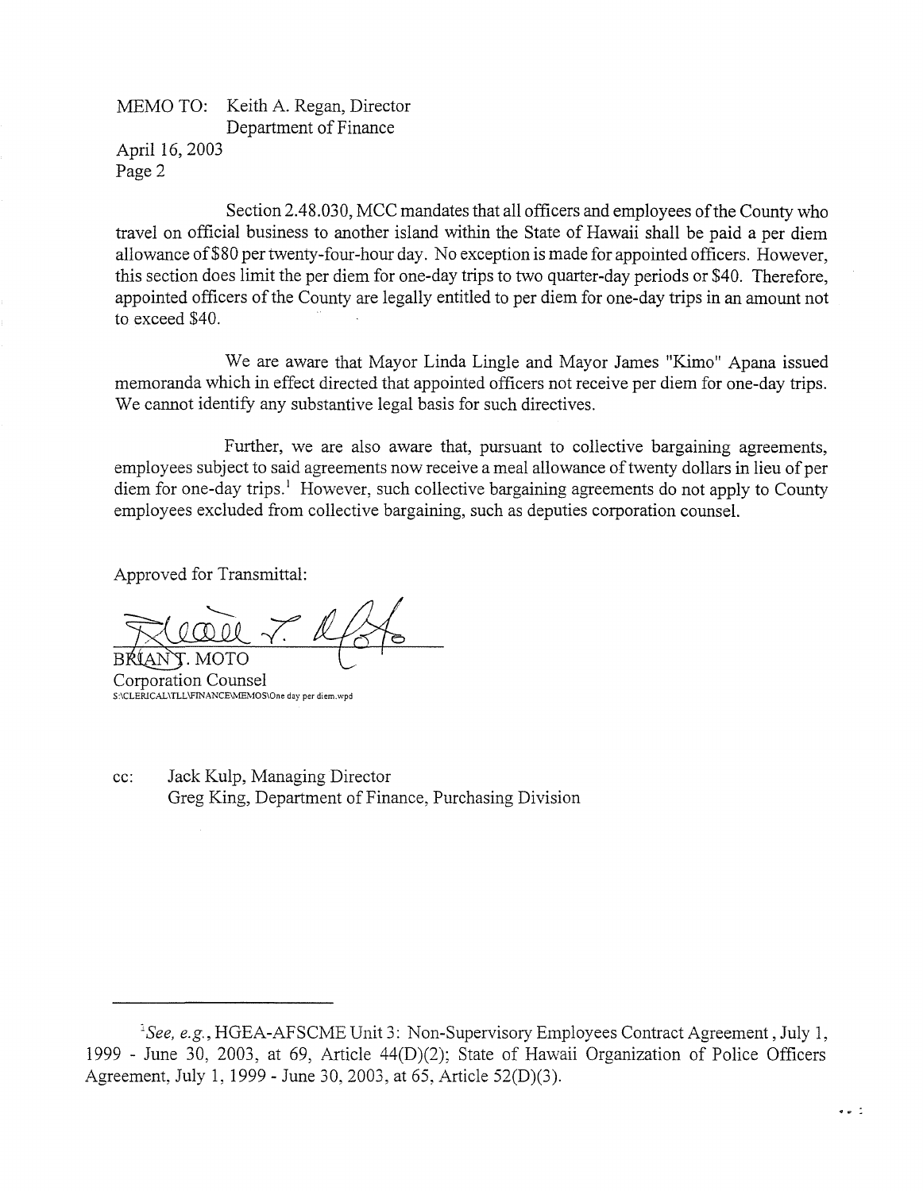MEMO TO: Keith A. Regan, Director
Department of Finance
April 16, 2003
Page 2

Section 2.48.030, MCC mandates that all officers and employees of the County who travel on official business to another island within the State of Hawaii shall be paid a per diem allowance of $80 per twenty-four-hour day. No exception is made for appointed officers. However, this section does limit the per diem for one-day trips to two quarter-day periods or $40. Therefore, appointed officers of the County are legally entitled to per diem for one-day trips in an amount not to exceed $40.

We are aware that Mayor Linda Lingle and Mayor James "Kimo" Apana issued memoranda which in effect directed that appointed officers not receive per diem for one-day trips. We cannot identify any substantive legal basis for such directives.

Further, we are also aware that, pursuant to collective bargaining agreements, employees subject to said agreements now receive a meal allowance of twenty dollars in lieu of per diem for one-day trips.[1] However, such collective bargaining agreements do not apply to County employees excluded from collective bargaining, such as deputies corporation counsel.

Approved for Transmittal:

BRIAN T. MOTO
Corporation Counsel
S:\CLERICAL\TLL\FINANCE\MEMOS\One day per diem.wpd

cc: Jack Kulp, Managing Director
Greg King, Department of Finance, Purchasing Division

---

[1] *See, e.g.*, HGEA-AFSCME Unit 3: Non-Supervisory Employees Contract Agreement, July 1, 1999 - June 30, 2003, at 69, Article 44(D)(2); State of Hawaii Organization of Police Officers Agreement, July 1, 1999 - June 30, 2003, at 65, Article 52(D)(3).